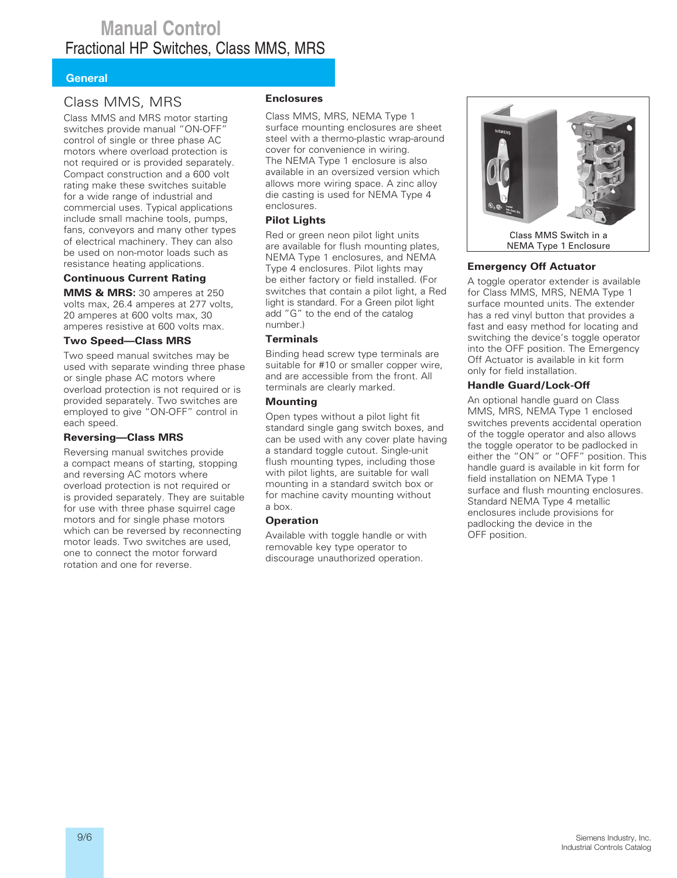# Manual Control

## Fractional HP Switches, Class MMS, MRS

### General

### Class MMS, MRS

Class MMS and MRS motor starting switches provide manual "ON-OFF" control of single or three phase AC motors where overload protection is not required or is provided separately. Compact construction and a 600 volt rating make these switches suitable for a wide range of industrial and commercial uses. Typical applications include small machine tools, pumps, fans, conveyors and many other types of electrical machinery. They can also be used on non-motor loads such as resistance heating applications.

#### Continuous Current Rating

**MMS & MRS:** 30 amperes at 250 volts max, 26.4 amperes at 277 volts, 20 amperes at 600 volts max, 30 amperes resistive at 600 volts max.

#### Two Speed—Class MRS

Two speed manual switches may be used with separate winding three phase or single phase AC motors where overload protection is not required or is provided separately. Two switches are employed to give "ON-OFF" control in each speed.

#### Reversing—Class MRS

Reversing manual switches provide a compact means of starting, stopping and reversing AC motors where overload protection is not required or is provided separately. They are suitable for use with three phase squirrel cage motors and for single phase motors which can be reversed by reconnecting motor leads. Two switches are used, one to connect the motor forward rotation and one for reverse.

#### Enclosures

Class MMS, MRS, NEMA Type 1 surface mounting enclosures are sheet steel with a thermo-plastic wrap-around cover for convenience in wiring. The NEMA Type 1 enclosure is also available in an oversized version which allows more wiring space. A zinc alloy die casting is used for NEMA Type 4 enclosures.

#### Pilot Lights

Red or green neon pilot light units are available for flush mounting plates, NEMA Type 1 enclosures, and NEMA Type 4 enclosures. Pilot lights may be either factory or field installed. (For switches that contain a pilot light, a Red light is standard. For a Green pilot light add "G" to the end of the catalog number.)

#### Terminals

Binding head screw type terminals are suitable for #10 or smaller copper wire, and are accessible from the front. All terminals are clearly marked.

#### Mounting

Open types without a pilot light fit standard single gang switch boxes, and can be used with any cover plate having a standard toggle cutout. Single-unit flush mounting types, including those with pilot lights, are suitable for wall mounting in a standard switch box or for machine cavity mounting without a box.

#### Operation

Available with toggle handle or with removable key type operator to discourage unauthorized operation.

Class MMS Switch in a NEMA Type 1 Enclosure

#### Emergency Off Actuator

A toggle operator extender is available for Class MMS, MRS, NEMA Type 1 surface mounted units. The extender has a red vinyl button that provides a fast and easy method for locating and switching the device's toggle operator into the OFF position. The Emergency Off Actuator is available in kit form only for field installation.

#### Handle Guard/Lock-Off

An optional handle guard on Class MMS, MRS, NEMA Type 1 enclosed switches prevents accidental operation of the toggle operator and also allows the toggle operator to be padlocked in either the "ON" or "OFF" position. This handle guard is available in kit form for field installation on NEMA Type 1 surface and flush mounting enclosures. Standard NEMA Type 4 metallic enclosures include provisions for padlocking the device in the OFF position.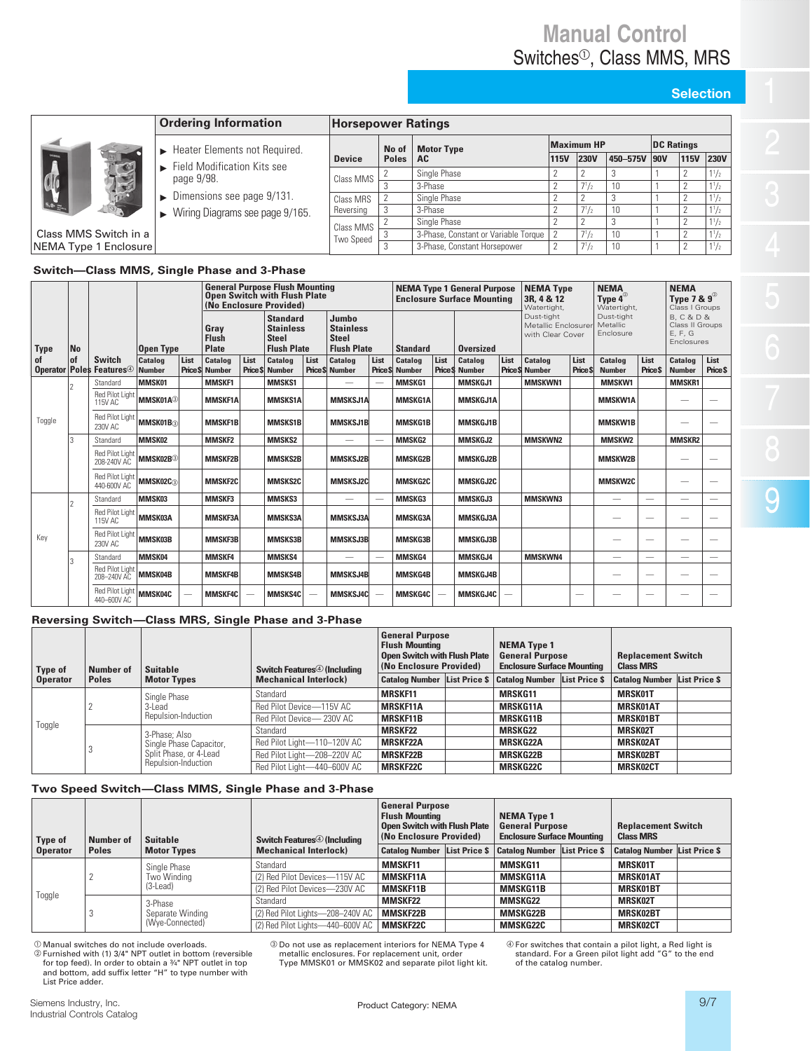# Manual Control

## Switches①, Class MMS, MRS

**Selection**

Class MMS Switch in a NEMA Type 1 Enclosure

### Ordering Information

- Heater Elements not Required.
- Field Modification Kits see page 9/98.
- Dimensions see page 9/131.
- Wiring Diagrams see page 9/165.

### Horsepower Ratings

| Device | No of Poles | Motor Type AC | Maximum HP 115V | 230V | 450–575V | 90V | DC Ratings 115V | 230V |
|---|---|---|---|---|---|---|---|---|
| Class MMS | 2 | Single Phase | 2 | 2 | 3 | 1 | 2 | $1^1/_2$ |
| | 3 | 3-Phase | 2 | $7^1/_2$ | 10 | 1 | 2 | $1^1/_2$ |
| Class MRS Reversing | 2 | Single Phase | 2 | 2 | 3 | 1 | 2 | $1^1/_2$ |
| | 3 | 3-Phase | 2 | $7^1/_2$ | 10 | 1 | 2 | $1^1/_2$ |
| Class MMS Two Speed | 2 | Single Phase | 2 | 2 | 3 | 1 | 2 | $1^1/_2$ |
| | 3 | 3-Phase, Constant or Variable Torque | 2 | $7^1/_2$ | 10 | 1 | 2 | $1^1/_2$ |
| | 3 | 3-Phase, Constant Horsepower | 2 | $7^1/_2$ | 10 | 1 | 2 | $1^1/_2$ |

### Switch—Class MMS, Single Phase and 3-Phase

| Type of Operator | No of Poles | Switch Features④ | Open Type Catalog Number | List Price $ | General Purpose Flush Mounting Open Switch with Flush Plate (No Enclosure Provided) — Gray Flush Plate Catalog Number | List Price $ | Standard Stainless Steel Flush Plate Catalog Number | List Price $ | Jumbo Stainless Steel Flush Plate Catalog Number | List Price $ | NEMA Type 1 General Purpose Enclosure Surface Mounting — Standard Catalog Number | List Price $ | Oversized Catalog Number | List Price $ | NEMA Type 3R, 4 & 12 Watertight, Dust-tight Metallic Enclosure with Clear Cover Catalog Number | List Price $ | NEMA Type 4② Watertight, Dust-tight Metallic Enclosure Catalog Number | List Price $ | NEMA Type 7 & 9③ Class I Groups B, C & D & Class II Groups E, F, G Enclosures Catalog Number | List Price $ |
|---|---|---|---|---|---|---|---|---|---|---|---|---|---|---|---|---|---|---|---|---|
| Toggle | 2 | Standard | MMSK01 | | MMSKF1 | | MMSKS1 | | — | — | MMSKG1 | | MMSKGJ1 | | MMSKWN1 | | MMSKW1 | | MMSKR1 | |
| | | Red Pilot Light 115V AC | MMSK01A③ | | MMSKF1A | | MMSKS1A | | MMSKSJ1A | | MMSKG1A | | MMSKGJ1A | | | | MMSKW1A | | — | — |
| | | Red Pilot Light 230V AC | MMSK01B③ | | MMSKF1B | | MMSKS1B | | MMSKSJ1B | | MMSKG1B | | MMSKGJ1B | | | | MMSKW1B | | — | — |
| | 3 | Standard | MMSK02 | | MMSKF2 | | MMSKS2 | | — | — | MMSKG2 | | MMSKGJ2 | | MMSKWN2 | | MMSKW2 | | MMSKR2 | |
| | | Red Pilot Light 208-240V AC | MMSK02B③ | | MMSKF2B | | MMSKS2B | | MMSKSJ2B | | MMSKG2B | | MMSKGJ2B | | | | MMSKW2B | | — | — |
| | | Red Pilot Light 440-600V AC | MMSK02C③ | | MMSKF2C | | MMSKS2C | | MMSKSJ2C | | MMSKG2C | | MMSKGJ2C | | | | MMSKW2C | | — | — |
| Key | 2 | Standard | MMSK03 | | MMSKF3 | | MMSKS3 | | — | — | MMSKG3 | | MMSKGJ3 | | MMSKWN3 | | — | — | — | — |
| | | Red Pilot Light 115V AC | MMSK03A | | MMSKF3A | | MMSKS3A | | MMSKSJ3A | | MMSKG3A | | MMSKGJ3A | | | | — | — | — | — |
| | | Red Pilot Light 230V AC | MMSK03B | | MMSKF3B | | MMSKS3B | | MMSKSJ3B | | MMSKG3B | | MMSKGJ3B | | | | — | — | — | — |
| | 3 | Standard | MMSK04 | | MMSKF4 | | MMSKS4 | | — | — | MMSKG4 | | MMSKGJ4 | | MMSKWN4 | | — | — | — | — |
| | | Red Pilot Light 208–240V AC | MMSK04B | | MMSKF4B | | MMSKS4B | | MMSKSJ4B | | MMSKG4B | | MMSKGJ4B | | | | — | — | — | — |
| | | Red Pilot Light 440–600V AC | MMSK04C | — | MMSKF4C | — | MMSKS4C | — | MMSKSJ4C | — | MMSKG4C | — | MMSKGJ4C | — | | — | — | — | — | — |

### Reversing Switch—Class MRS, Single Phase and 3-Phase

| Type of Operator | Number of Poles | Suitable Motor Types | Switch Features④ (Including Mechanical Interlock) | General Purpose Flush Mounting Open Switch with Flush Plate (No Enclosure Provided) Catalog Number | List Price $ | NEMA Type 1 General Purpose Enclosure Surface Mounting Catalog Number | List Price $ | Replacement Switch Class MRS Catalog Number | List Price $ |
|---|---|---|---|---|---|---|---|---|---|
| Toggle | 2 | Single Phase 3-Lead Repulsion-Induction | Standard | MRSKF11 | | MRSKG11 | | MRSK01T | |
| | | | Red Pilot Device—115V AC | MRSKF11A | | MRSKG11A | | MRSK01AT | |
| | | | Red Pilot Device— 230V AC | MRSKF11B | | MRSKG11B | | MRSK01BT | |
| | 3 | 3-Phase; Also Single Phase Capacitor, Split Phase, or 4-Lead Repulsion-Induction | Standard | MRSKF22 | | MRSKG22 | | MRSK02T | |
| | | | Red Pilot Light—110–120V AC | MRSKF22A | | MRSKG22A | | MRSK02AT | |
| | | | Red Pilot Light—208–220V AC | MRSKF22B | | MRSKG22B | | MRSK02BT | |
| | | | Red Pilot Light—440–600V AC | MRSKF22C | | MRSKG22C | | MRSK02CT | |

### Two Speed Switch—Class MMS, Single Phase and 3-Phase

| Type of Operator | Number of Poles | Suitable Motor Types | Switch Features④ (Including Mechanical Interlock) | General Purpose Flush Mounting Open Switch with Flush Plate (No Enclosure Provided) Catalog Number | List Price $ | NEMA Type 1 General Purpose Enclosure Surface Mounting Catalog Number | List Price $ | Replacement Switch Class MRS Catalog Number | List Price $ |
|---|---|---|---|---|---|---|---|---|---|
| Toggle | 2 | Single Phase Two Winding (3-Lead) | Standard | MMSKF11 | | MMSKG11 | | MRSK01T | |
| | | | (2) Red Pilot Devices—115V AC | MMSKF11A | | MMSKG11A | | MRSK01AT | |
| | | | (2) Red Pilot Devices—230V AC | MMSKF11B | | MMSKG11B | | MRSK01BT | |
| | 3 | 3-Phase Separate Winding (Wye-Connected) | Standard | MMSKF22 | | MMSKG22 | | MRSK02T | |
| | | | (2) Red Pilot Lights—208–240V AC | MMSKF22B | | MMSKG22B | | MRSK02BT | |
| | | | (2) Red Pilot Lights—440–600V AC | MMSKF22C | | MMSKG22C | | MRSK02CT | |

① Manual switches do not include overloads.

② Furnished with (1) 3/4" NPT outlet in bottom (reversible for top feed). In order to obtain a ¾" NPT outlet in top and bottom, add suffix letter "H" to type number with List Price adder.

③ Do not use as replacement interiors for NEMA Type 4 metallic enclosures. For replacement unit, order Type MMSK01 or MMSK02 and separate pilot light kit.

④ For switches that contain a pilot light, a Red light is standard. For a Green pilot light add "G" to the end of the catalog number.

Siemens Industry, Inc.
Industrial Controls Catalog

Product Category: NEMA